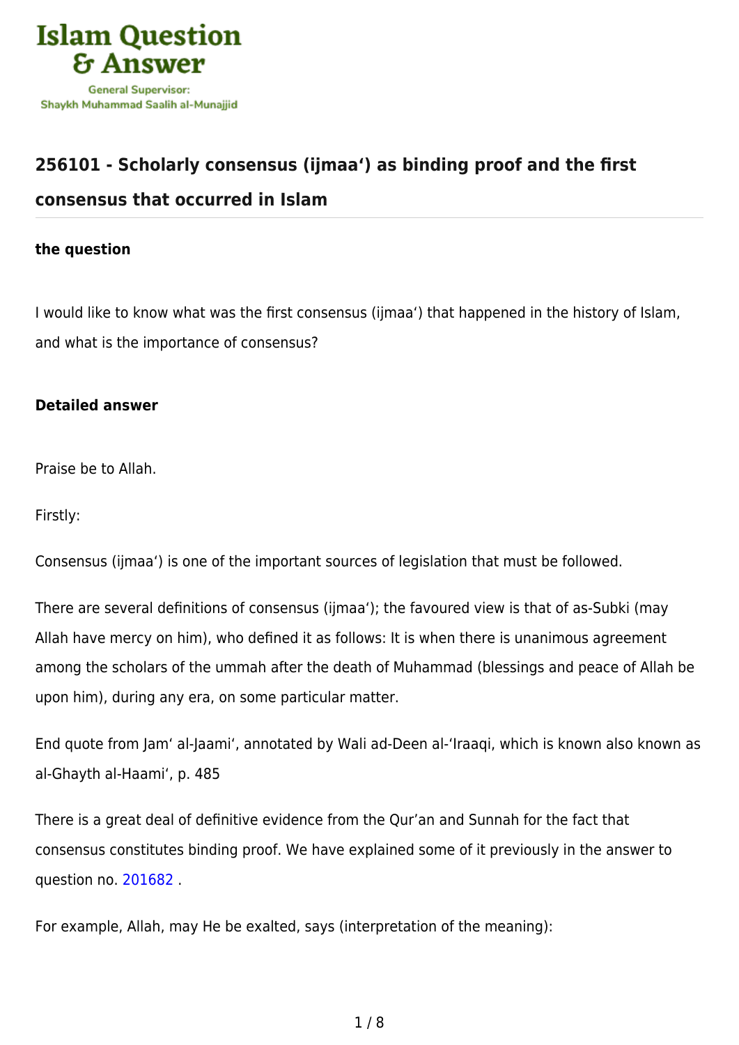Islam Question & Answer

General Supervisor: Shaykh Muhammad Saalih al-Munajjid

## 256101 - Scholarly consensus (ijmaa‘) as binding proof and the first consensus that occurred in Islam

**the question**

I would like to know what was the first consensus (ijmaa‘) that happened in the history of Islam, and what is the importance of consensus?

**Detailed answer**

Praise be to Allah.

Firstly:

Consensus (ijmaa‘) is one of the important sources of legislation that must be followed.

There are several definitions of consensus (ijmaa‘); the favoured view is that of as-Subki (may Allah have mercy on him), who defined it as follows: It is when there is unanimous agreement among the scholars of the ummah after the death of Muhammad (blessings and peace of Allah be upon him), during any era, on some particular matter.

End quote from Jam‘ al-Jaami‘, annotated by Wali ad-Deen al-‘Iraaqi, which is known also known as al-Ghayth al-Haami‘, p. 485

There is a great deal of definitive evidence from the Qur’an and Sunnah for the fact that consensus constitutes binding proof. We have explained some of it previously in the answer to question no. 201682 .

For example, Allah, may He be exalted, says (interpretation of the meaning):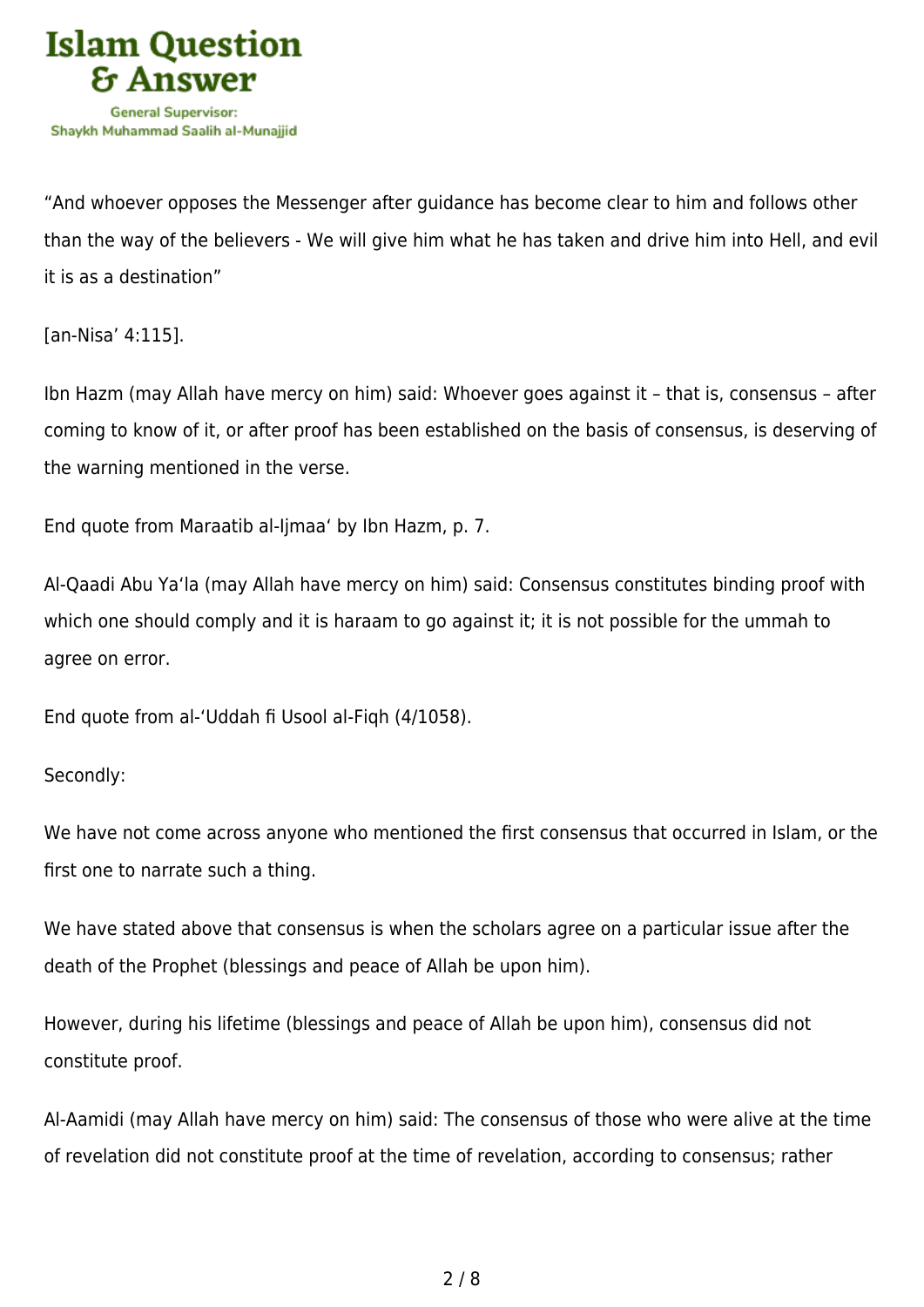“And whoever opposes the Messenger after guidance has become clear to him and follows other than the way of the believers - We will give him what he has taken and drive him into Hell, and evil it is as a destination”

[an-Nisa’ 4:115].

Ibn Hazm (may Allah have mercy on him) said: Whoever goes against it – that is, consensus – after coming to know of it, or after proof has been established on the basis of consensus, is deserving of the warning mentioned in the verse.

End quote from Maraatib al-Ijmaa‘ by Ibn Hazm, p. 7.

Al-Qaadi Abu Ya‘la (may Allah have mercy on him) said: Consensus constitutes binding proof with which one should comply and it is haraam to go against it; it is not possible for the ummah to agree on error.

End quote from al-‘Uddah fi Usool al-Fiqh (4/1058).

Secondly:

We have not come across anyone who mentioned the first consensus that occurred in Islam, or the first one to narrate such a thing.

We have stated above that consensus is when the scholars agree on a particular issue after the death of the Prophet (blessings and peace of Allah be upon him).

However, during his lifetime (blessings and peace of Allah be upon him), consensus did not constitute proof.

Al-Aamidi (may Allah have mercy on him) said: The consensus of those who were alive at the time of revelation did not constitute proof at the time of revelation, according to consensus; rather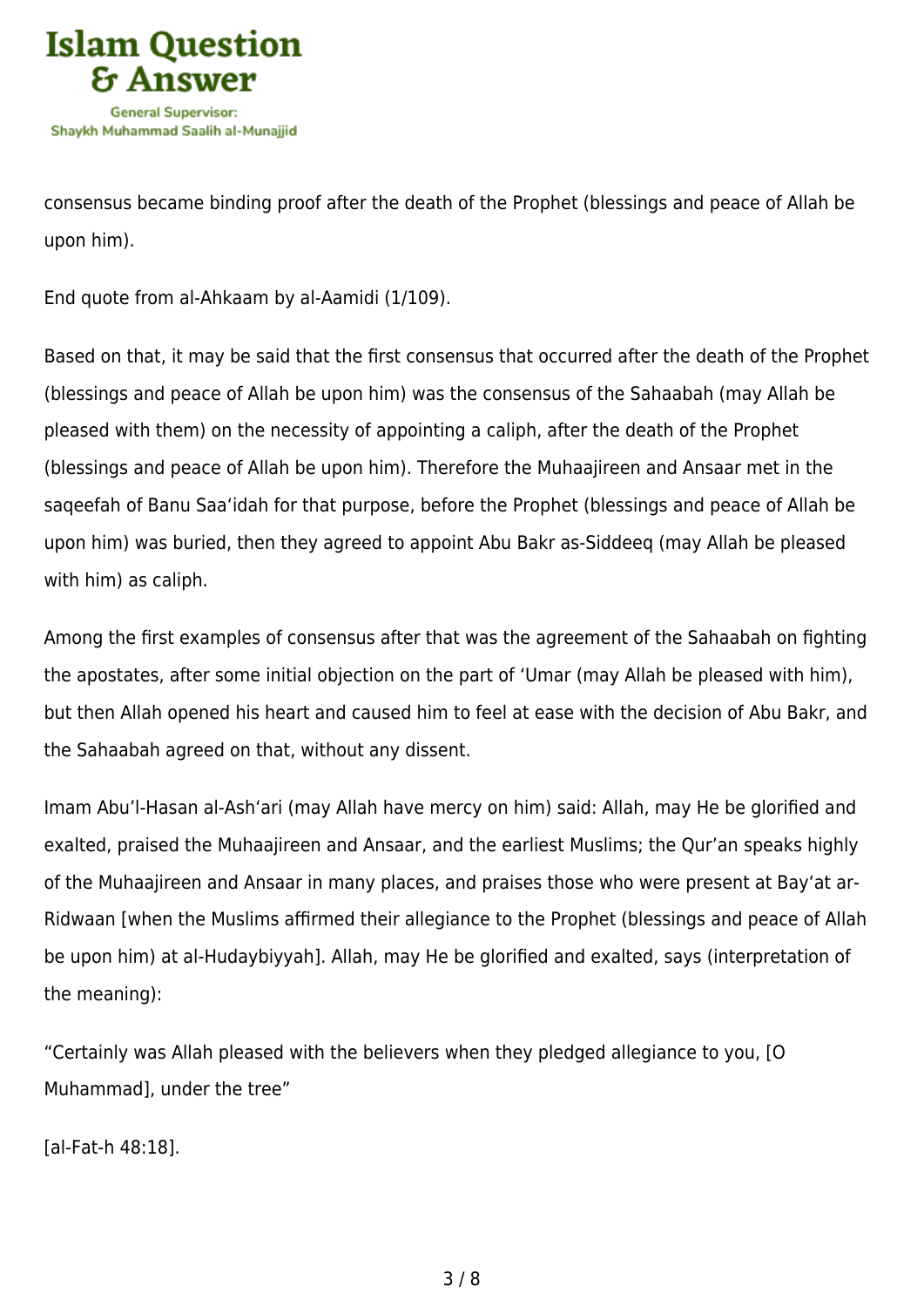consensus became binding proof after the death of the Prophet (blessings and peace of Allah be upon him).

End quote from al-Ahkaam by al-Aamidi (1/109).

Based on that, it may be said that the first consensus that occurred after the death of the Prophet (blessings and peace of Allah be upon him) was the consensus of the Sahaabah (may Allah be pleased with them) on the necessity of appointing a caliph, after the death of the Prophet (blessings and peace of Allah be upon him). Therefore the Muhaajireen and Ansaar met in the saqeefah of Banu Saa'idah for that purpose, before the Prophet (blessings and peace of Allah be upon him) was buried, then they agreed to appoint Abu Bakr as-Siddeeq (may Allah be pleased with him) as caliph.

Among the first examples of consensus after that was the agreement of the Sahaabah on fighting the apostates, after some initial objection on the part of 'Umar (may Allah be pleased with him), but then Allah opened his heart and caused him to feel at ease with the decision of Abu Bakr, and the Sahaabah agreed on that, without any dissent.

Imam Abu'l-Hasan al-Ash'ari (may Allah have mercy on him) said: Allah, may He be glorified and exalted, praised the Muhaajireen and Ansaar, and the earliest Muslims; the Qur'an speaks highly of the Muhaajireen and Ansaar in many places, and praises those who were present at Bay'at ar-Ridwaan [when the Muslims affirmed their allegiance to the Prophet (blessings and peace of Allah be upon him) at al-Hudaybiyyah]. Allah, may He be glorified and exalted, says (interpretation of the meaning):

"Certainly was Allah pleased with the believers when they pledged allegiance to you, [O Muhammad], under the tree"

[al-Fat-h 48:18].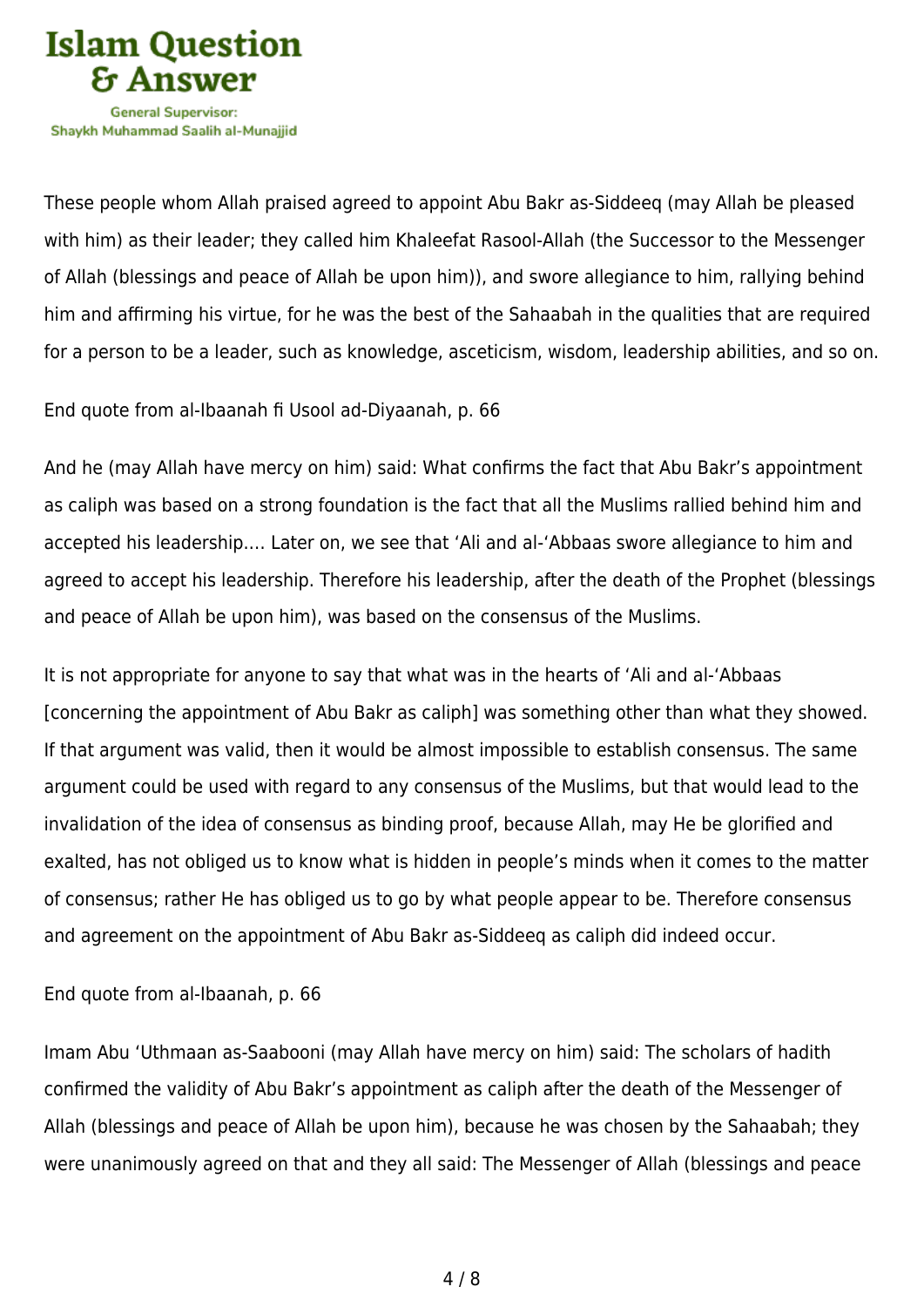These people whom Allah praised agreed to appoint Abu Bakr as-Siddeeq (may Allah be pleased with him) as their leader; they called him Khaleefat Rasool-Allah (the Successor to the Messenger of Allah (blessings and peace of Allah be upon him)), and swore allegiance to him, rallying behind him and affirming his virtue, for he was the best of the Sahaabah in the qualities that are required for a person to be a leader, such as knowledge, asceticism, wisdom, leadership abilities, and so on.

End quote from al-Ibaanah fi Usool ad-Diyaanah, p. 66

And he (may Allah have mercy on him) said: What confirms the fact that Abu Bakr's appointment as caliph was based on a strong foundation is the fact that all the Muslims rallied behind him and accepted his leadership…. Later on, we see that 'Ali and al-'Abbaas swore allegiance to him and agreed to accept his leadership. Therefore his leadership, after the death of the Prophet (blessings and peace of Allah be upon him), was based on the consensus of the Muslims.

It is not appropriate for anyone to say that what was in the hearts of 'Ali and al-'Abbaas [concerning the appointment of Abu Bakr as caliph] was something other than what they showed. If that argument was valid, then it would be almost impossible to establish consensus. The same argument could be used with regard to any consensus of the Muslims, but that would lead to the invalidation of the idea of consensus as binding proof, because Allah, may He be glorified and exalted, has not obliged us to know what is hidden in people's minds when it comes to the matter of consensus; rather He has obliged us to go by what people appear to be. Therefore consensus and agreement on the appointment of Abu Bakr as-Siddeeq as caliph did indeed occur.

End quote from al-Ibaanah, p. 66

Imam Abu 'Uthmaan as-Saabooni (may Allah have mercy on him) said: The scholars of hadith confirmed the validity of Abu Bakr's appointment as caliph after the death of the Messenger of Allah (blessings and peace of Allah be upon him), because he was chosen by the Sahaabah; they were unanimously agreed on that and they all said: The Messenger of Allah (blessings and peace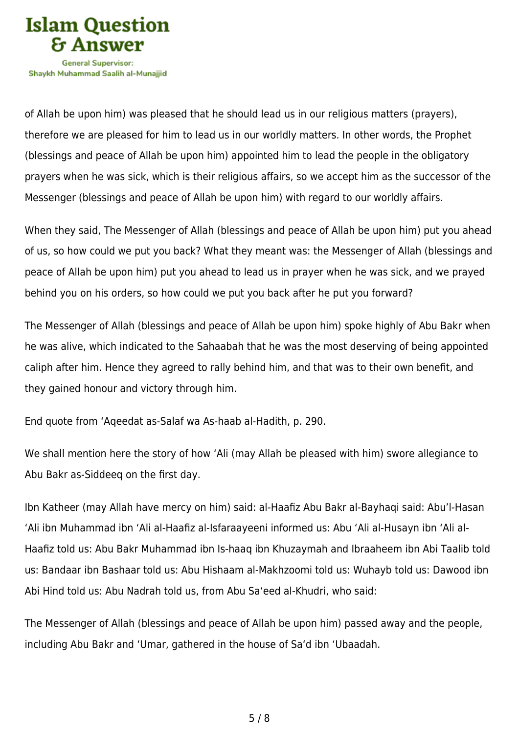of Allah be upon him) was pleased that he should lead us in our religious matters (prayers), therefore we are pleased for him to lead us in our worldly matters. In other words, the Prophet (blessings and peace of Allah be upon him) appointed him to lead the people in the obligatory prayers when he was sick, which is their religious affairs, so we accept him as the successor of the Messenger (blessings and peace of Allah be upon him) with regard to our worldly affairs.

When they said, The Messenger of Allah (blessings and peace of Allah be upon him) put you ahead of us, so how could we put you back? What they meant was: the Messenger of Allah (blessings and peace of Allah be upon him) put you ahead to lead us in prayer when he was sick, and we prayed behind you on his orders, so how could we put you back after he put you forward?

The Messenger of Allah (blessings and peace of Allah be upon him) spoke highly of Abu Bakr when he was alive, which indicated to the Sahaabah that he was the most deserving of being appointed caliph after him. Hence they agreed to rally behind him, and that was to their own benefit, and they gained honour and victory through him.

End quote from ‘Aqeedat as-Salaf wa As-haab al-Hadith, p. 290.

We shall mention here the story of how ‘Ali (may Allah be pleased with him) swore allegiance to Abu Bakr as-Siddeeq on the first day.

Ibn Katheer (may Allah have mercy on him) said: al-Haafiz Abu Bakr al-Bayhaqi said: Abu’l-Hasan ‘Ali ibn Muhammad ibn ‘Ali al-Haafiz al-Isfaraayeeni informed us: Abu ‘Ali al-Husayn ibn ‘Ali al-Haafiz told us: Abu Bakr Muhammad ibn Is-haaq ibn Khuzaymah and Ibraaheem ibn Abi Taalib told us: Bandaar ibn Bashaar told us: Abu Hishaam al-Makhzoomi told us: Wuhayb told us: Dawood ibn Abi Hind told us: Abu Nadrah told us, from Abu Sa‘eed al-Khudri, who said:

The Messenger of Allah (blessings and peace of Allah be upon him) passed away and the people, including Abu Bakr and ‘Umar, gathered in the house of Sa‘d ibn ‘Ubaadah.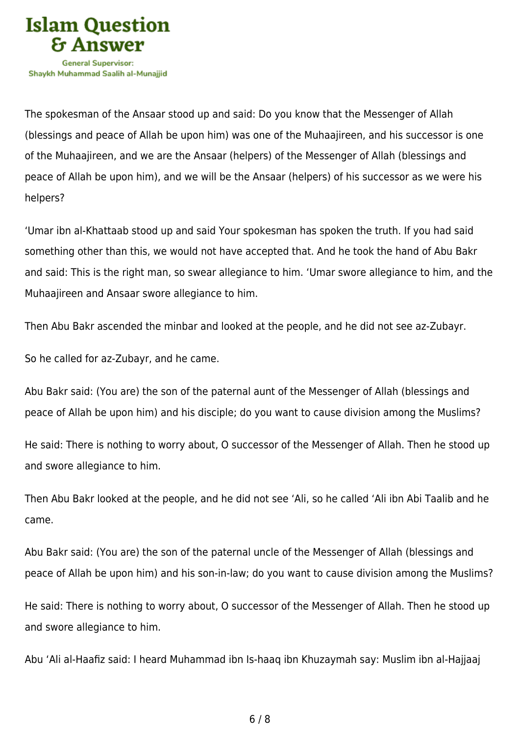The spokesman of the Ansaar stood up and said: Do you know that the Messenger of Allah (blessings and peace of Allah be upon him) was one of the Muhaajireen, and his successor is one of the Muhaajireen, and we are the Ansaar (helpers) of the Messenger of Allah (blessings and peace of Allah be upon him), and we will be the Ansaar (helpers) of his successor as we were his helpers?

‘Umar ibn al-Khattaab stood up and said Your spokesman has spoken the truth. If you had said something other than this, we would not have accepted that. And he took the hand of Abu Bakr and said: This is the right man, so swear allegiance to him. ‘Umar swore allegiance to him, and the Muhaajireen and Ansaar swore allegiance to him.

Then Abu Bakr ascended the minbar and looked at the people, and he did not see az-Zubayr.

So he called for az-Zubayr, and he came.

Abu Bakr said: (You are) the son of the paternal aunt of the Messenger of Allah (blessings and peace of Allah be upon him) and his disciple; do you want to cause division among the Muslims?

He said: There is nothing to worry about, O successor of the Messenger of Allah. Then he stood up and swore allegiance to him.

Then Abu Bakr looked at the people, and he did not see ‘Ali, so he called ‘Ali ibn Abi Taalib and he came.

Abu Bakr said: (You are) the son of the paternal uncle of the Messenger of Allah (blessings and peace of Allah be upon him) and his son-in-law; do you want to cause division among the Muslims?

He said: There is nothing to worry about, O successor of the Messenger of Allah. Then he stood up and swore allegiance to him.

Abu ‘Ali al-Haafiz said: I heard Muhammad ibn Is-haaq ibn Khuzaymah say: Muslim ibn al-Hajjaaj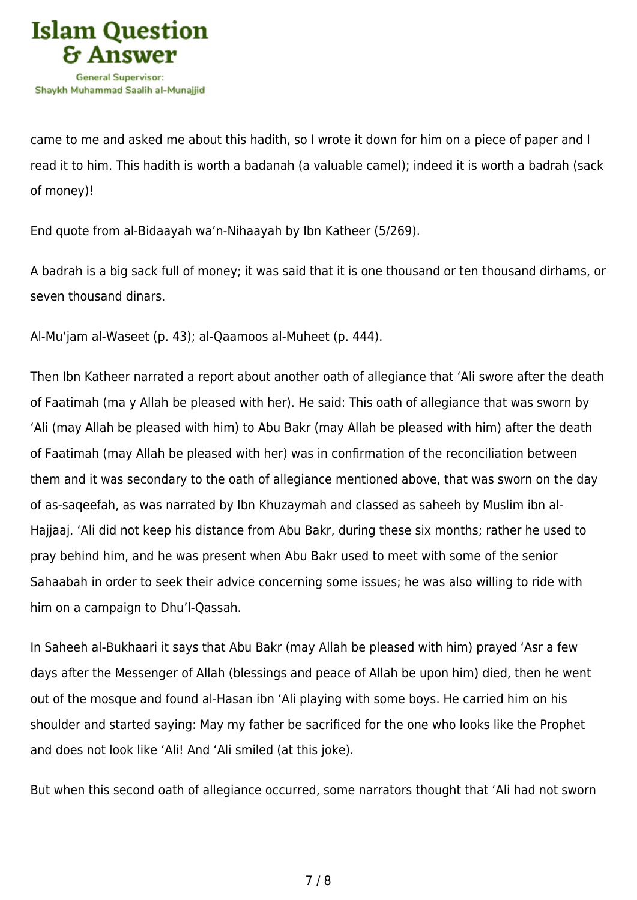came to me and asked me about this hadith, so I wrote it down for him on a piece of paper and I read it to him. This hadith is worth a badanah (a valuable camel); indeed it is worth a badrah (sack of money)!

End quote from al-Bidaayah wa'n-Nihaayah by Ibn Katheer (5/269).

A badrah is a big sack full of money; it was said that it is one thousand or ten thousand dirhams, or seven thousand dinars.

Al-Mu'jam al-Waseet (p. 43); al-Qaamoos al-Muheet (p. 444).

Then Ibn Katheer narrated a report about another oath of allegiance that 'Ali swore after the death of Faatimah (ma y Allah be pleased with her). He said: This oath of allegiance that was sworn by 'Ali (may Allah be pleased with him) to Abu Bakr (may Allah be pleased with him) after the death of Faatimah (may Allah be pleased with her) was in confirmation of the reconciliation between them and it was secondary to the oath of allegiance mentioned above, that was sworn on the day of as-saqeefah, as was narrated by Ibn Khuzaymah and classed as saheeh by Muslim ibn al-Hajjaaj. 'Ali did not keep his distance from Abu Bakr, during these six months; rather he used to pray behind him, and he was present when Abu Bakr used to meet with some of the senior Sahaabah in order to seek their advice concerning some issues; he was also willing to ride with him on a campaign to Dhu'l-Qassah.

In Saheeh al-Bukhaari it says that Abu Bakr (may Allah be pleased with him) prayed 'Asr a few days after the Messenger of Allah (blessings and peace of Allah be upon him) died, then he went out of the mosque and found al-Hasan ibn 'Ali playing with some boys. He carried him on his shoulder and started saying: May my father be sacrificed for the one who looks like the Prophet and does not look like 'Ali! And 'Ali smiled (at this joke).

But when this second oath of allegiance occurred, some narrators thought that 'Ali had not sworn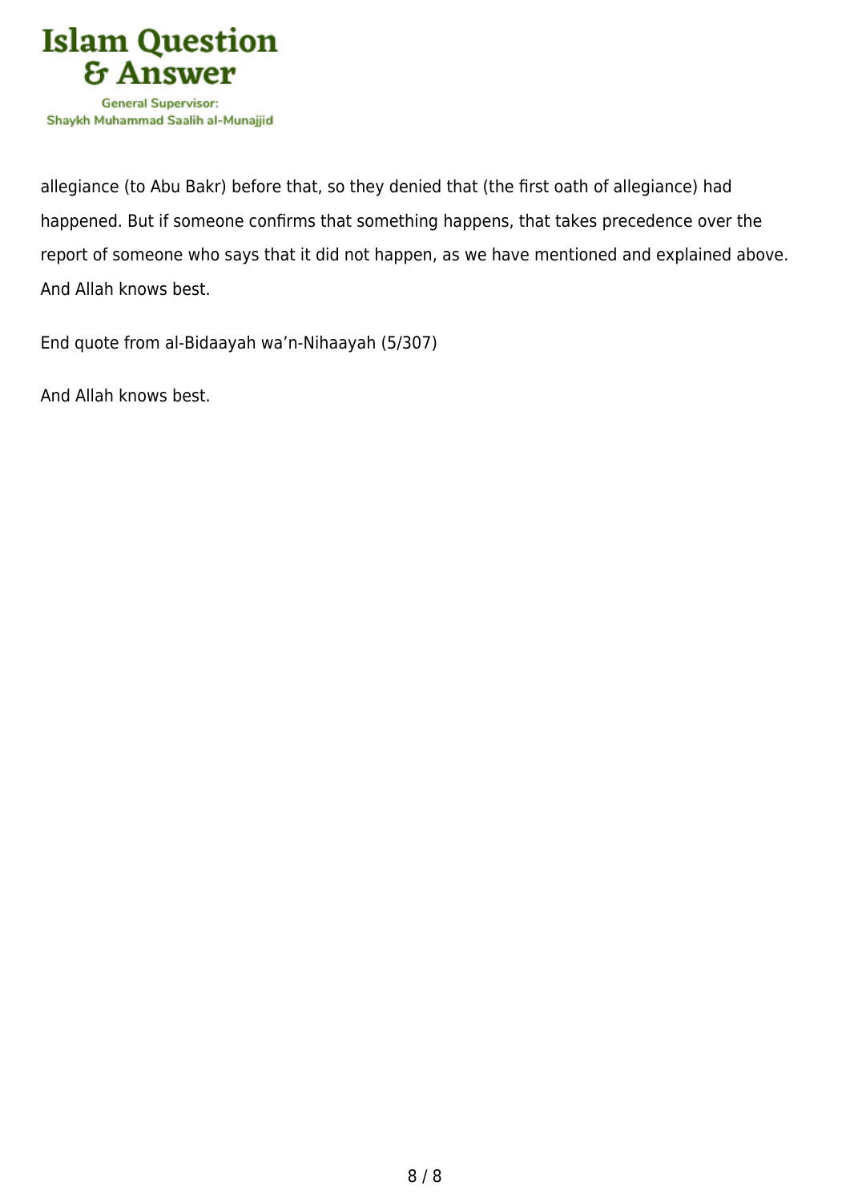allegiance (to Abu Bakr) before that, so they denied that (the first oath of allegiance) had happened. But if someone confirms that something happens, that takes precedence over the report of someone who says that it did not happen, as we have mentioned and explained above. And Allah knows best.

End quote from al-Bidaayah wa'n-Nihaayah (5/307)

And Allah knows best.